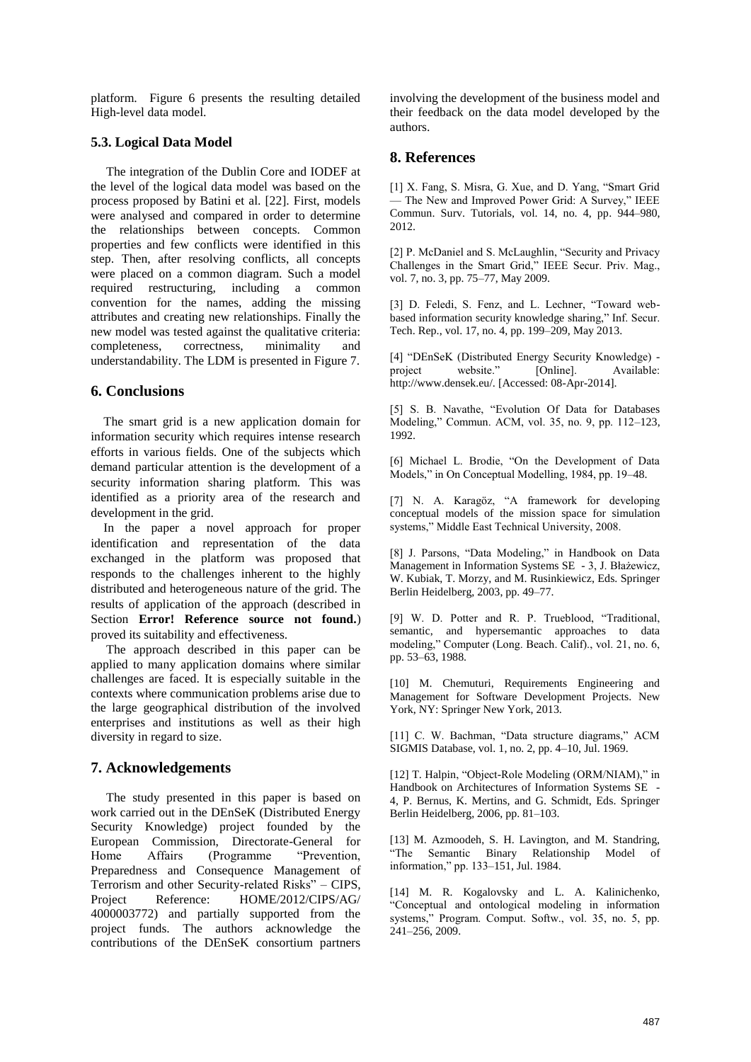platform. Figure 6 presents the resulting detailed High-level data model.

### 5.3. Logical Data Model

The integration of the Dublin Core and IODEF at the level of the logical data model was based on the process proposed by Batini et al. [22]. First, models were analysed and compared in order to determine the relationships between concepts. Common properties and few conflicts were identified in this step. Then, after resolving conflicts, all concepts were placed on a common diagram. Such a model required restructuring, including a common convention for the names, adding the missing attributes and creating new relationships. Finally the new model was tested against the qualitative criteria: completeness, correctness, minimality and understandability. The LDM is presented in Figure 7.

## 6. Conclusions

The smart grid is a new application domain for information security which requires intense research efforts in various fields. One of the subjects which demand particular attention is the development of a security information sharing platform. This was identified as a priority area of the research and development in the grid.

In the paper a novel approach for proper identification and representation of the data exchanged in the platform was proposed that responds to the challenges inherent to the highly distributed and heterogeneous nature of the grid. The results of application of the approach (described in Section **Error! Reference source not found.**) proved its suitability and effectiveness.

The approach described in this paper can be applied to many application domains where similar challenges are faced. It is especially suitable in the contexts where communication problems arise due to the large geographical distribution of the involved enterprises and institutions as well as their high diversity in regard to size.

## 7. Acknowledgements

The study presented in this paper is based on work carried out in the DEnSeK (Distributed Energy Security Knowledge) project founded by the European Commission, Directorate-General for Home Affairs (Programme "Prevention, Preparedness and Consequence Management of Terrorism and other Security-related Risks" – CIPS, Project Reference: HOME/2012/CIPS/AG/ 4000003772) and partially supported from the project funds. The authors acknowledge the contributions of the DEnSeK consortium partners involving the development of the business model and their feedback on the data model developed by the authors.

## 8. References

[1] X. Fang, S. Misra, G. Xue, and D. Yang, "Smart Grid — The New and Improved Power Grid: A Survey," IEEE Commun. Surv. Tutorials, vol. 14, no. 4, pp. 944–980, 2012.

[2] P. McDaniel and S. McLaughlin, "Security and Privacy Challenges in the Smart Grid," IEEE Secur. Priv. Mag., vol. 7, no. 3, pp. 75–77, May 2009.

[3] D. Feledi, S. Fenz, and L. Lechner, "Toward web-based information security knowledge sharing," Inf. Secur. Tech. Rep., vol. 17, no. 4, pp. 199–209, May 2013.

[4] "DEnSeK (Distributed Energy Security Knowledge) - project website." [Online]. Available: http://www.densek.eu/. [Accessed: 08-Apr-2014].

[5] S. B. Navathe, "Evolution Of Data for Databases Modeling," Commun. ACM, vol. 35, no. 9, pp. 112–123, 1992.

[6] Michael L. Brodie, "On the Development of Data Models," in On Conceptual Modelling, 1984, pp. 19–48.

[7] N. A. Karagöz, "A framework for developing conceptual models of the mission space for simulation systems," Middle East Technical University, 2008.

[8] J. Parsons, "Data Modeling," in Handbook on Data Management in Information Systems SE - 3, J. Błażewicz, W. Kubiak, T. Morzy, and M. Rusinkiewicz, Eds. Springer Berlin Heidelberg, 2003, pp. 49–77.

[9] W. D. Potter and R. P. Trueblood, "Traditional, semantic, and hypersemantic approaches to data modeling," Computer (Long. Beach. Calif)., vol. 21, no. 6, pp. 53–63, 1988.

[10] M. Chemuturi, Requirements Engineering and Management for Software Development Projects. New York, NY: Springer New York, 2013.

[11] C. W. Bachman, "Data structure diagrams," ACM SIGMIS Database, vol. 1, no. 2, pp. 4–10, Jul. 1969.

[12] T. Halpin, "Object-Role Modeling (ORM/NIAM)," in Handbook on Architectures of Information Systems SE - 4, P. Bernus, K. Mertins, and G. Schmidt, Eds. Springer Berlin Heidelberg, 2006, pp. 81–103.

[13] M. Azmoodeh, S. H. Lavington, and M. Standring, "The Semantic Binary Relationship Model of information," pp. 133–151, Jul. 1984.

[14] M. R. Kogalovsky and L. A. Kalinichenko, "Conceptual and ontological modeling in information systems," Program. Comput. Softw., vol. 35, no. 5, pp. 241–256, 2009.